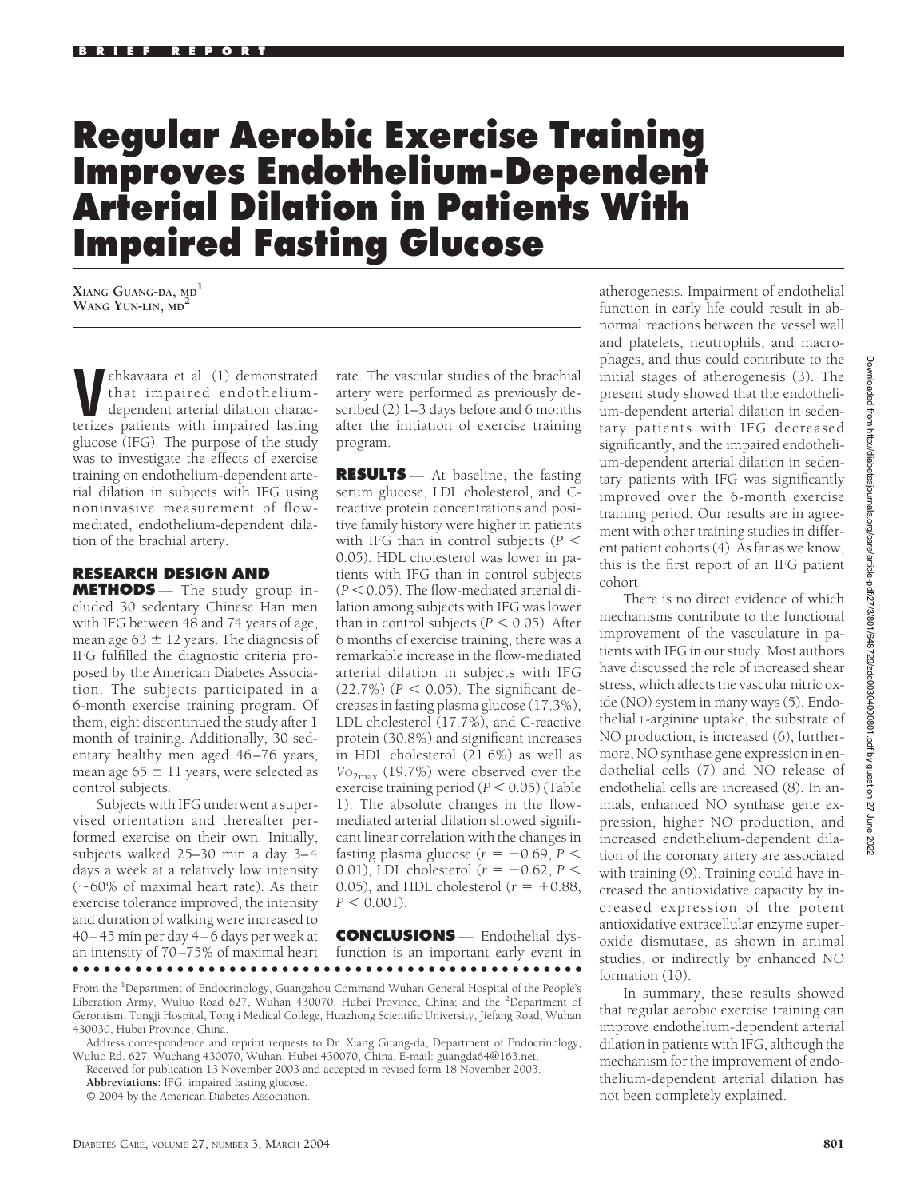BRIEF REPORT

# Regular Aerobic Exercise Training Improves Endothelium-Dependent Arterial Dilation in Patients With Impaired Fasting Glucose

XIANG GUANG-DA, MD[1]
WANG YUN-LIN, MD[2]

Vehkavaara et al. (1) demonstrated that impaired endothelium-dependent arterial dilation characterizes patients with impaired fasting glucose (IFG). The purpose of the study was to investigate the effects of exercise training on endothelium-dependent arterial dilation in subjects with IFG using noninvasive measurement of flow-mediated, endothelium-dependent dilation of the brachial artery.

## RESEARCH DESIGN AND METHODS

The study group included 30 sedentary Chinese Han men with IFG between 48 and 74 years of age, mean age 63 ± 12 years. The diagnosis of IFG fulfilled the diagnostic criteria proposed by the American Diabetes Association. The subjects participated in a 6-month exercise training program. Of them, eight discontinued the study after 1 month of training. Additionally, 30 sedentary healthy men aged 46–76 years, mean age 65 ± 11 years, were selected as control subjects.

Subjects with IFG underwent a supervised orientation and thereafter performed exercise on their own. Initially, subjects walked 25–30 min a day 3–4 days a week at a relatively low intensity (~60% of maximal heart rate). As their exercise tolerance improved, the intensity and duration of walking were increased to 40–45 min per day 4–6 days per week at an intensity of 70–75% of maximal heart rate. The vascular studies of the brachial artery were performed as previously described (2) 1–3 days before and 6 months after the initiation of exercise training program.

## RESULTS

At baseline, the fasting serum glucose, LDL cholesterol, and C-reactive protein concentrations and positive family history were higher in patients with IFG than in control subjects ($P < 0.05$). HDL cholesterol was lower in patients with IFG than in control subjects ($P < 0.05$). The flow-mediated arterial dilation among subjects with IFG was lower than in control subjects ($P < 0.05$). After 6 months of exercise training, there was a remarkable increase in the flow-mediated arterial dilation in subjects with IFG (22.7%) ($P < 0.05$). The significant decreases in fasting plasma glucose (17.3%), LDL cholesterol (17.7%), and C-reactive protein (30.8%) and significant increases in HDL cholesterol (21.6%) as well as $V\text{O}_{2max}$ (19.7%) were observed over the exercise training period ($P < 0.05$) (Table 1). The absolute changes in the flow-mediated arterial dilation showed significant linear correlation with the changes in fasting plasma glucose ($r = -0.69$, $P < 0.01$), LDL cholesterol ($r = -0.62$, $P < 0.05$), and HDL cholesterol ($r = +0.88$, $P < 0.001$).

## CONCLUSIONS

Endothelial dysfunction is an important early event in atherogenesis. Impairment of endothelial function in early life could result in abnormal reactions between the vessel wall and platelets, neutrophils, and macrophages, and thus could contribute to the initial stages of atherogenesis (3). The present study showed that the endothelium-dependent arterial dilation in sedentary patients with IFG decreased significantly, and the impaired endothelium-dependent arterial dilation in sedentary patients with IFG was significantly improved over the 6-month exercise training period. Our results are in agreement with other training studies in different patient cohorts (4). As far as we know, this is the first report of an IFG patient cohort.

There is no direct evidence of which mechanisms contribute to the functional improvement of the vasculature in patients with IFG in our study. Most authors have discussed the role of increased shear stress, which affects the vascular nitric oxide (NO) system in many ways (5). Endothelial L-arginine uptake, the substrate of NO production, is increased (6); furthermore, NO synthase gene expression in endothelial cells (7) and NO release of endothelial cells are increased (8). In animals, enhanced NO synthase gene expression, higher NO production, and increased endothelium-dependent dilation of the coronary artery are associated with training (9). Training could have increased the antioxidative capacity by increased expression of the potent antioxidative extracellular enzyme superoxide dismutase, as shown in animal studies, or indirectly by enhanced NO formation (10).

In summary, these results showed that regular aerobic exercise training can improve endothelium-dependent arterial dilation in patients with IFG, although the mechanism for the improvement of endothelium-dependent arterial dilation has not been completely explained.

From the [1]Department of Endocrinology, Guangzhou Command Wuhan General Hospital of the People's Liberation Army, Wuluo Road 627, Wuhan 430070, Hubei Province, China; and the [2]Department of Gerontism, Tongji Hospital, Tongji Medical College, Huazhong Scientific University, Jiefang Road, Wuhan 430030, Hubei Province, China.

Address correspondence and reprint requests to Dr. Xiang Guang-da, Department of Endocrinology, Wuluo Rd. 627, Wuchang 430070, Wuhan, Hubei 430070, China. E-mail: guangda64@163.net.

Received for publication 13 November 2003 and accepted in revised form 18 November 2003.

**Abbreviations:** IFG, impaired fasting glucose.

© 2004 by the American Diabetes Association.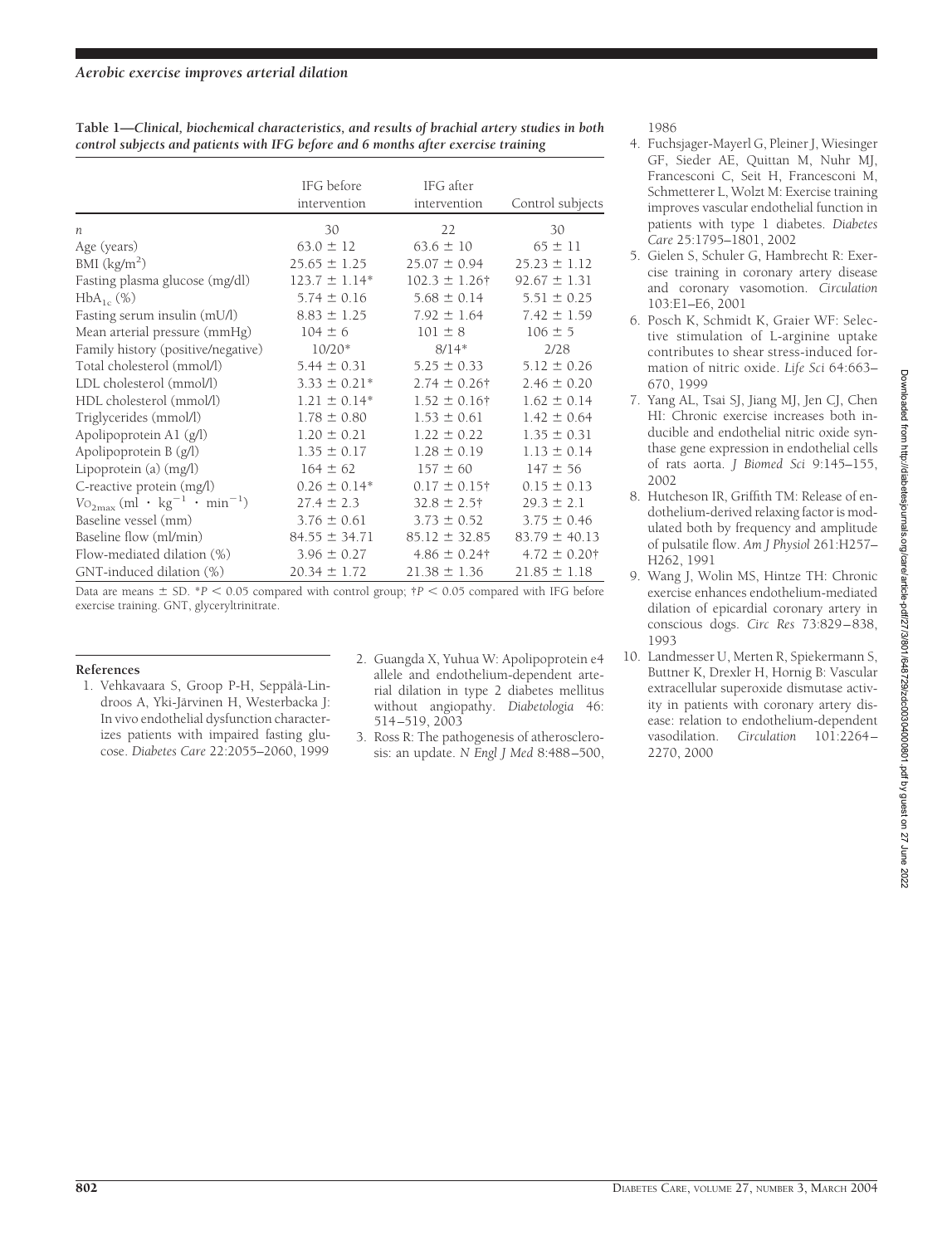**Table 1—*Clinical, biochemical characteristics, and results of brachial artery studies in both control subjects and patients with IFG before and 6 months after exercise training***

| | IFG before intervention | IFG after intervention | Control subjects |
|---|---|---|---|
| $n$ | 30 | 22 | 30 |
| Age (years) | 63.0 ± 12 | 63.6 ± 10 | 65 ± 11 |
| BMI (kg/m$^2$) | 25.65 ± 1.25 | 25.07 ± 0.94 | 25.23 ± 1.12 |
| Fasting plasma glucose (mg/dl) | 123.7 ± 1.14* | 102.3 ± 1.26† | 92.67 ± 1.31 |
| $HbA_{1c}$ (%) | 5.74 ± 0.16 | 5.68 ± 0.14 | 5.51 ± 0.25 |
| Fasting serum insulin (mU/l) | 8.83 ± 1.25 | 7.92 ± 1.64 | 7.42 ± 1.59 |
| Mean arterial pressure (mmHg) | 104 ± 6 | 101 ± 8 | 106 ± 5 |
| Family history (positive/negative) | 10/20* | 8/14* | 2/28 |
| Total cholesterol (mmol/l) | 5.44 ± 0.31 | 5.25 ± 0.33 | 5.12 ± 0.26 |
| LDL cholesterol (mmol/l) | 3.33 ± 0.21* | 2.74 ± 0.26† | 2.46 ± 0.20 |
| HDL cholesterol (mmol/l) | 1.21 ± 0.14* | 1.52 ± 0.16† | 1.62 ± 0.14 |
| Triglycerides (mmol/l) | 1.78 ± 0.80 | 1.53 ± 0.61 | 1.42 ± 0.64 |
| Apolipoprotein A1 (g/l) | 1.20 ± 0.21 | 1.22 ± 0.22 | 1.35 ± 0.31 |
| Apolipoprotein B (g/l) | 1.35 ± 0.17 | 1.28 ± 0.19 | 1.13 ± 0.14 |
| Lipoprotein (a) (mg/l) | 164 ± 62 | 157 ± 60 | 147 ± 56 |
| C-reactive protein (mg/l) | 0.26 ± 0.14* | 0.17 ± 0.15† | 0.15 ± 0.13 |
| $VO_{2max}$ (ml · kg$^{-1}$ · min$^{-1}$) | 27.4 ± 2.3 | 32.8 ± 2.5† | 29.3 ± 2.1 |
| Baseline vessel (mm) | 3.76 ± 0.61 | 3.73 ± 0.52 | 3.75 ± 0.46 |
| Baseline flow (ml/min) | 84.55 ± 34.71 | 85.12 ± 32.85 | 83.79 ± 40.13 |
| Flow-mediated dilation (%) | 3.96 ± 0.27 | 4.86 ± 0.24† | 4.72 ± 0.20† |
| GNT-induced dilation (%) | 20.34 ± 1.72 | 21.38 ± 1.36 | 21.85 ± 1.18 |

Data are means ± SD. *$P < 0.05$ compared with control group; †$P < 0.05$ compared with IFG before exercise training. GNT, glyceryltrinitrate.

**References**

1. Vehkavaara S, Groop P-H, Seppälä-Lindroos A, Yki-Järvinen H, Westerbacka J: In vivo endothelial dysfunction characterizes patients with impaired fasting glucose. *Diabetes Care* 22:2055–2060, 1999
2. Guangda X, Yuhua W: Apolipoprotein e4 allele and endothelium-dependent arterial dilation in type 2 diabetes mellitus without angiopathy. *Diabetologia* 46: 514–519, 2003
3. Ross R: The pathogenesis of atherosclerosis: an update. *N Engl J Med* 8:488–500, 1986
4. Fuchsjager-Mayerl G, Pleiner J, Wiesinger GF, Sieder AE, Quittan M, Nuhr MJ, Francesconi C, Seit H, Francesconi M, Schmetterer L, Wolzt M: Exercise training improves vascular endothelial function in patients with type 1 diabetes. *Diabetes Care* 25:1795–1801, 2002
5. Gielen S, Schuler G, Hambrecht R: Exercise training in coronary artery disease and coronary vasomotion. *Circulation* 103:E1–E6, 2001
6. Posch K, Schmidt K, Graier WF: Selective stimulation of L-arginine uptake contributes to shear stress-induced formation of nitric oxide. *Life Sci* 64:663–670, 1999
7. Yang AL, Tsai SJ, Jiang MJ, Jen CJ, Chen HI: Chronic exercise increases both inducible and endothelial nitric oxide synthase gene expression in endothelial cells of rats aorta. *J Biomed Sci* 9:145–155, 2002
8. Hutcheson IR, Griffith TM: Release of endothelium-derived relaxing factor is modulated both by frequency and amplitude of pulsatile flow. *Am J Physiol* 261:H257–H262, 1991
9. Wang J, Wolin MS, Hintze TH: Chronic exercise enhances endothelium-mediated dilation of epicardial coronary artery in conscious dogs. *Circ Res* 73:829–838, 1993
10. Landmesser U, Merten R, Spiekermann S, Buttner K, Drexler H, Hornig B: Vascular extracellular superoxide dismutase activity in patients with coronary artery disease: relation to endothelium-dependent vasodilation. *Circulation* 101:2264–2270, 2000